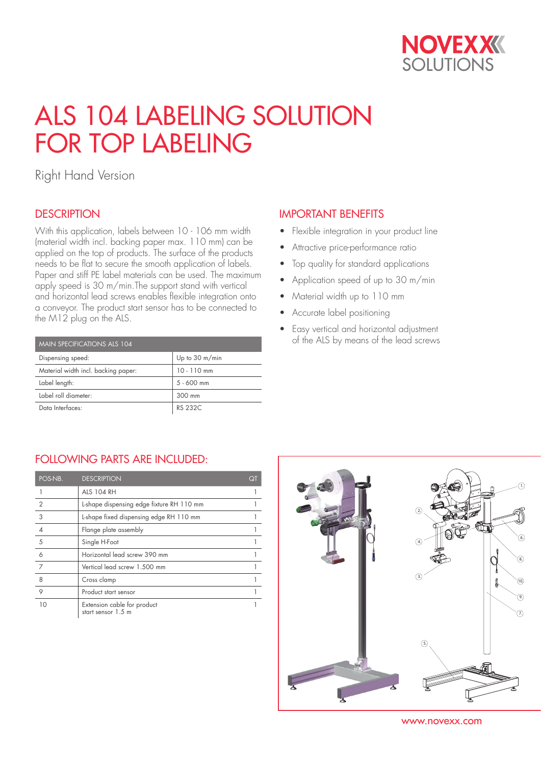NOVEXX SOLUTIONS

# ALS 104 LABELING SOLUTION FOR TOP LABELING

Right Hand Version

## DESCRIPTION

With this application, labels between 10 - 106 mm width (material width incl. backing paper max. 110 mm) can be applied on the top of products. The surface of the products needs to be flat to secure the smooth application of labels. Paper and stiff PE label materials can be used. The maximum apply speed is 30 m/min.The support stand with vertical and horizontal lead screws enables flexible integration onto a conveyor. The product start sensor has to be connected to the M12 plug on the ALS.

| MAIN SPECIFICATIONS ALS 104 | |
|---|---|
| Dispensing speed: | Up to 30 m/min |
| Material width incl. backing paper: | 10 - 110 mm |
| Label length: | 5 - 600 mm |
| Label roll diameter: | 300 mm |
| Data Interfaces: | RS 232C |

## IMPORTANT BENEFITS

- Flexible integration in your product line
- Attractive price-performance ratio
- Top quality for standard applications
- Application speed of up to 30 m/min
- Material width up to 110 mm
- Accurate label positioning
- Easy vertical and horizontal adjustment of the ALS by means of the lead screws

## FOLLOWING PARTS ARE INCLUDED:

| POS-NB. | DESCRIPTION | QT |
|---|---|---|
| 1 | ALS 104 RH | 1 |
| 2 | L-shape dispensing edge fixture RH 110 mm | 1 |
| 3 | L-shape fixed dispensing edge RH 110 mm | 1 |
| 4 | Flange plate assembly | 1 |
| 5 | Single H-Foot | 1 |
| 6 | Horizontal lead screw 390 mm | 1 |
| 7 | Vertical lead screw 1.500 mm | 1 |
| 8 | Cross clamp | 1 |
| 9 | Product start sensor | 1 |
| 10 | Extension cable for product start sensor 1.5 m | 1 |

www.novexx.com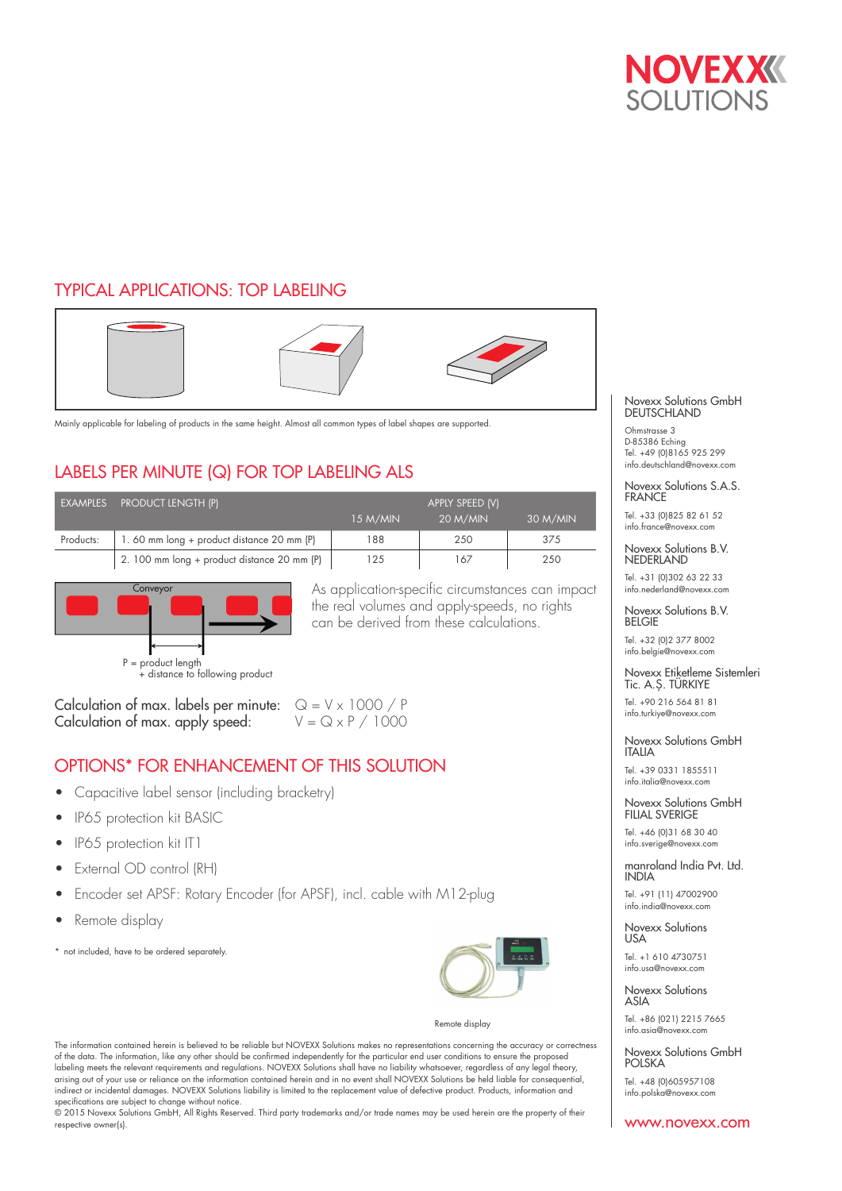NOVEXX SOLUTIONS

## TYPICAL APPLICATIONS: TOP LABELING

Mainly applicable for labeling of products in the same height. Almost all common types of label shapes are supported.

## LABELS PER MINUTE (Q) FOR TOP LABELING ALS

| EXAMPLES | PRODUCT LENGTH (P) | APPLY SPEED (V) 15 M/MIN | 20 M/MIN | 30 M/MIN |
|---|---|---|---|---|
| Products: | 1. 60 mm long + product distance 20 mm (P) | 188 | 250 | 375 |
| | 2. 100 mm long + product distance 20 mm (P) | 125 | 167 | 250 |

Conveyor

P = product length
+ distance to following product

As application-specific circumstances can impact the real volumes and apply-speeds, no rights can be derived from these calculations.

Calculation of max. labels per minute: $Q = V \times 1000 / P$
Calculation of max. apply speed: $V = Q \times P / 1000$

## OPTIONS* FOR ENHANCEMENT OF THIS SOLUTION

- Capacitive label sensor (including bracketry)
- IP65 protection kit BASIC
- IP65 protection kit IT1
- External OD control (RH)
- Encoder set APSF: Rotary Encoder (for APSF), incl. cable with M12-plug
- Remote display

\* not included, have to be ordered separately.

Remote display

The information contained herein is believed to be reliable but NOVEXX Solutions makes no representations concerning the accuracy or correctness of the data. The information, like any other should be confirmed independently for the particular end user conditions to ensure the proposed labeling meets the relevant requirements and regulations. NOVEXX Solutions shall have no liability whatsoever, regardless of any legal theory, arising out of your use or reliance on the information contained herein and in no event shall NOVEXX Solutions be held liable for consequential, indirect or incidental damages. NOVEXX Solutions liability is limited to the replacement value of defective product. Products, information and specifications are subject to change without notice.
© 2015 Novexx Solutions GmbH, All Rights Reserved. Third party trademarks and/or trade names may be used herein are the property of their respective owner(s).

**Novexx Solutions GmbH**
**DEUTSCHLAND**
Ohmstrasse 3
D-85386 Eching
Tel. +49 (0)8165 925 299
info.deutschland@novexx.com

**Novexx Solutions S.A.S.**
**FRANCE**
Tel. +33 (0)825 82 61 52
info.france@novexx.com

**Novexx Solutions B.V.**
**NEDERLAND**
Tel. +31 (0)302 63 22 33
info.nederland@novexx.com

**Novexx Solutions B.V.**
**BELGIE**
Tel. +32 (0)2 377 8002
info.belgie@novexx.com

**Novexx Etiketleme Sistemleri Tic. A.Ş. TÜRKIYE**
Tel. +90 216 564 81 81
info.turkiye@novexx.com

**Novexx Solutions GmbH**
**ITALIA**
Tel. +39 0331 1855511
info.italia@novexx.com

**Novexx Solutions GmbH**
**FILIAL SVERIGE**
Tel. +46 (0)31 68 30 40
info.sverige@novexx.com

**manroland India Pvt. Ltd.**
**INDIA**
Tel. +91 (11) 47002900
info.india@novexx.com

**Novexx Solutions**
**USA**
Tel. +1 610 4730751
info.usa@novexx.com

**Novexx Solutions**
**ASIA**
Tel. +86 (021) 2215 7665
info.asia@novexx.com

**Novexx Solutions GmbH**
**POLSKA**
Tel. +48 (0)605957108
info.polska@novexx.com

www.novexx.com